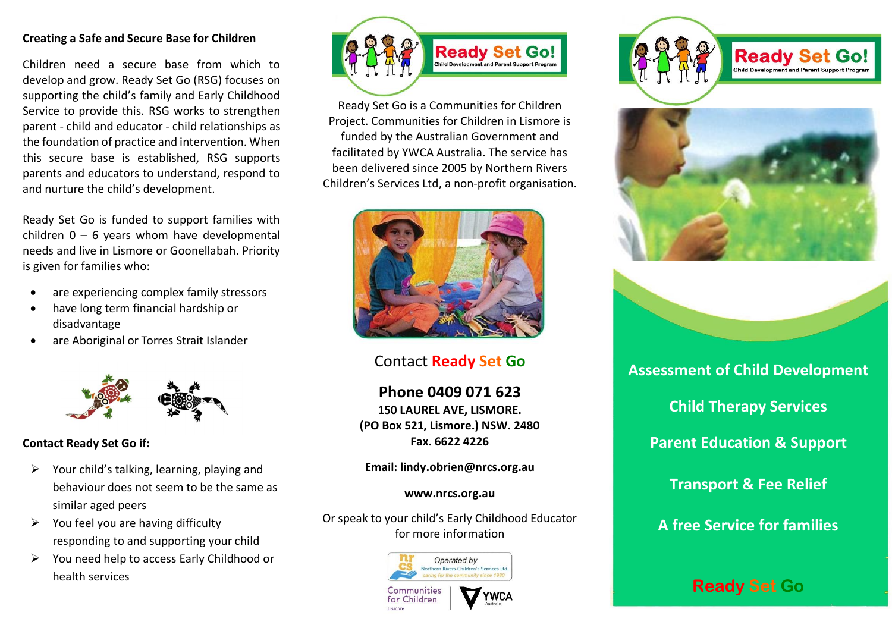### Creating a Safe and Secure Base for Children

Children need a secure base from which to develop and grow. Ready Set Go (RSG) focuses on supporting the child's family and Early Childhood Service to provide this. RSG works to strengthen parent - child and educator - child relationships as the foundation of practice and intervention. When this secure base is established, RSG supports parents and educators to understand, respond to and nurture the child's development.

Ready Set Go is funded to support families with children 0 – 6 years whom have developmental needs and live in Lismore or Goonellabah. Priority is given for families who:

- are experiencing complex family stressors
- have long term financial hardship or disadvantage
- are Aboriginal or Torres Strait Islander

### Contact Ready Set Go if:

- Your child's talking, learning, playing and behaviour does not seem to be the same as similar aged peers
- You feel you are having difficulty responding to and supporting your child
- You need help to access Early Childhood or health services

Ready Set Go!
Child Development and Parent Support Program

Ready Set Go is a Communities for Children Project. Communities for Children in Lismore is funded by the Australian Government and facilitated by YWCA Australia. The service has been delivered since 2005 by Northern Rivers Children's Services Ltd, a non-profit organisation.

## Contact Ready Set Go

**Phone 0409 071 623**
**150 LAUREL AVE, LISMORE.**
**(PO Box 521, Lismore.) NSW. 2480**
**Fax. 6622 4226**

**Email: lindy.obrien@nrcs.org.au**

**www.nrcs.org.au**

Or speak to your child's Early Childhood Educator for more information

Operated by Northern Rivers Children's Services Ltd. caring for the community since 1980

Communities for Children Lismore

YWCA Australia

# Ready Set Go!
Child Development and Parent Support Program

**Assessment of Child Development**

**Child Therapy Services**

**Parent Education & Support**

**Transport & Fee Relief**

**A free Service for families**

**Ready Set Go**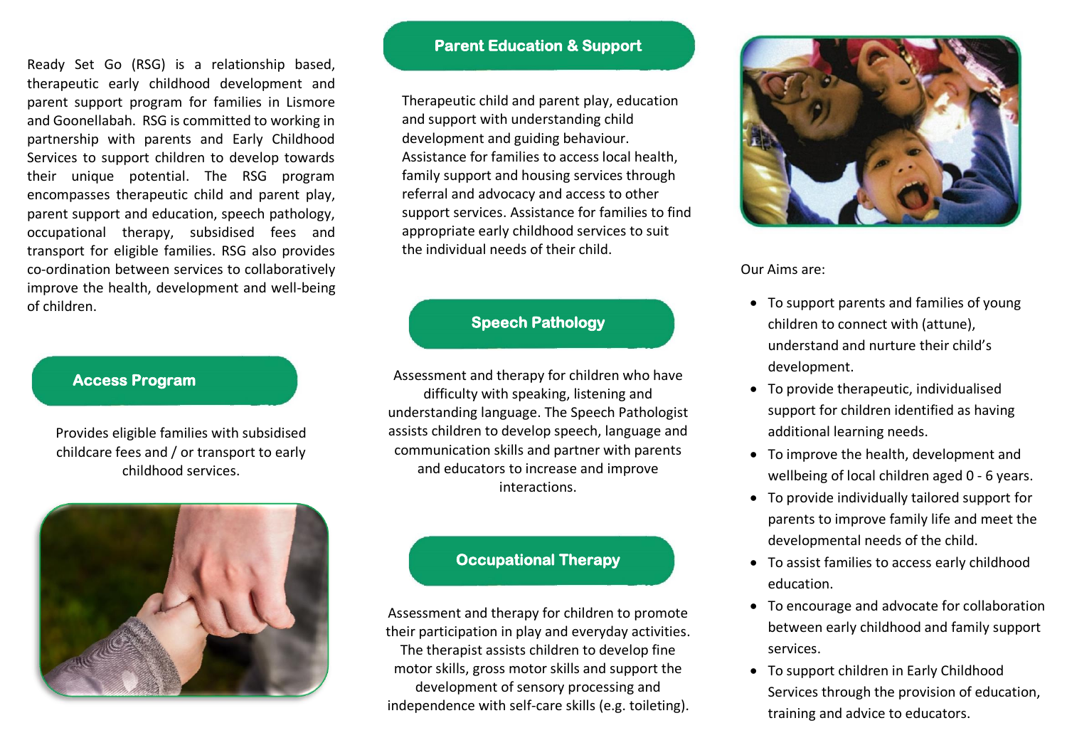Ready Set Go (RSG) is a relationship based, therapeutic early childhood development and parent support program for families in Lismore and Goonellabah. RSG is committed to working in partnership with parents and Early Childhood Services to support children to develop towards their unique potential. The RSG program encompasses therapeutic child and parent play, parent support and education, speech pathology, occupational therapy, subsidised fees and transport for eligible families. RSG also provides co-ordination between services to collaboratively improve the health, development and well-being of children.

## Access Program

Provides eligible families with subsidised childcare fees and / or transport to early childhood services.

## Parent Education & Support

Therapeutic child and parent play, education and support with understanding child development and guiding behaviour. Assistance for families to access local health, family support and housing services through referral and advocacy and access to other support services. Assistance for families to find appropriate early childhood services to suit the individual needs of their child.

## Speech Pathology

Assessment and therapy for children who have difficulty with speaking, listening and understanding language. The Speech Pathologist assists children to develop speech, language and communication skills and partner with parents and educators to increase and improve interactions.

## Occupational Therapy

Assessment and therapy for children to promote their participation in play and everyday activities. The therapist assists children to develop fine motor skills, gross motor skills and support the development of sensory processing and independence with self-care skills (e.g. toileting).

Our Aims are:

- To support parents and families of young children to connect with (attune), understand and nurture their child's development.
- To provide therapeutic, individualised support for children identified as having additional learning needs.
- To improve the health, development and wellbeing of local children aged 0 - 6 years.
- To provide individually tailored support for parents to improve family life and meet the developmental needs of the child.
- To assist families to access early childhood education.
- To encourage and advocate for collaboration between early childhood and family support services.
- To support children in Early Childhood Services through the provision of education, training and advice to educators.